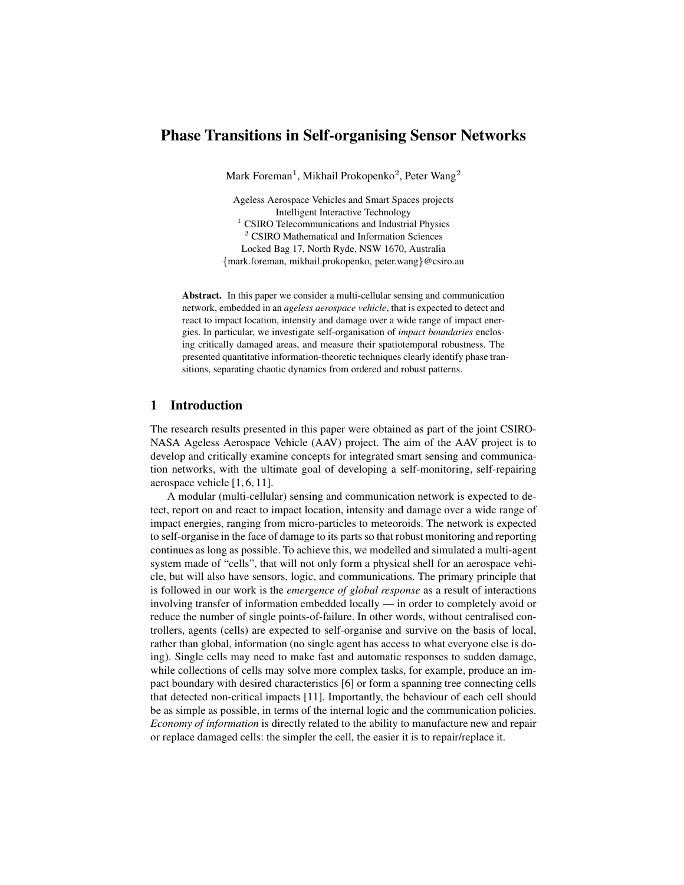# Phase Transitions in Self-organising Sensor Networks

Mark Foreman[1], Mikhail Prokopenko[2], Peter Wang[2]

Ageless Aerospace Vehicles and Smart Spaces projects
Intelligent Interactive Technology
[1] CSIRO Telecommunications and Industrial Physics
[2] CSIRO Mathematical and Information Sciences
Locked Bag 17, North Ryde, NSW 1670, Australia
{mark.foreman, mikhail.prokopenko, peter.wang}@csiro.au

**Abstract.** In this paper we consider a multi-cellular sensing and communication network, embedded in an *ageless aerospace vehicle*, that is expected to detect and react to impact location, intensity and damage over a wide range of impact energies. In particular, we investigate self-organisation of *impact boundaries* enclosing critically damaged areas, and measure their spatiotemporal robustness. The presented quantitative information-theoretic techniques clearly identify phase transitions, separating chaotic dynamics from ordered and robust patterns.

## 1 Introduction

The research results presented in this paper were obtained as part of the joint CSIRO-NASA Ageless Aerospace Vehicle (AAV) project. The aim of the AAV project is to develop and critically examine concepts for integrated smart sensing and communication networks, with the ultimate goal of developing a self-monitoring, self-repairing aerospace vehicle [1, 6, 11].

A modular (multi-cellular) sensing and communication network is expected to detect, report on and react to impact location, intensity and damage over a wide range of impact energies, ranging from micro-particles to meteoroids. The network is expected to self-organise in the face of damage to its parts so that robust monitoring and reporting continues as long as possible. To achieve this, we modelled and simulated a multi-agent system made of "cells", that will not only form a physical shell for an aerospace vehicle, but will also have sensors, logic, and communications. The primary principle that is followed in our work is the *emergence of global response* as a result of interactions involving transfer of information embedded locally — in order to completely avoid or reduce the number of single points-of-failure. In other words, without centralised controllers, agents (cells) are expected to self-organise and survive on the basis of local, rather than global, information (no single agent has access to what everyone else is doing). Single cells may need to make fast and automatic responses to sudden damage, while collections of cells may solve more complex tasks, for example, produce an impact boundary with desired characteristics [6] or form a spanning tree connecting cells that detected non-critical impacts [11]. Importantly, the behaviour of each cell should be as simple as possible, in terms of the internal logic and the communication policies. *Economy of information* is directly related to the ability to manufacture new and repair or replace damaged cells: the simpler the cell, the easier it is to repair/replace it.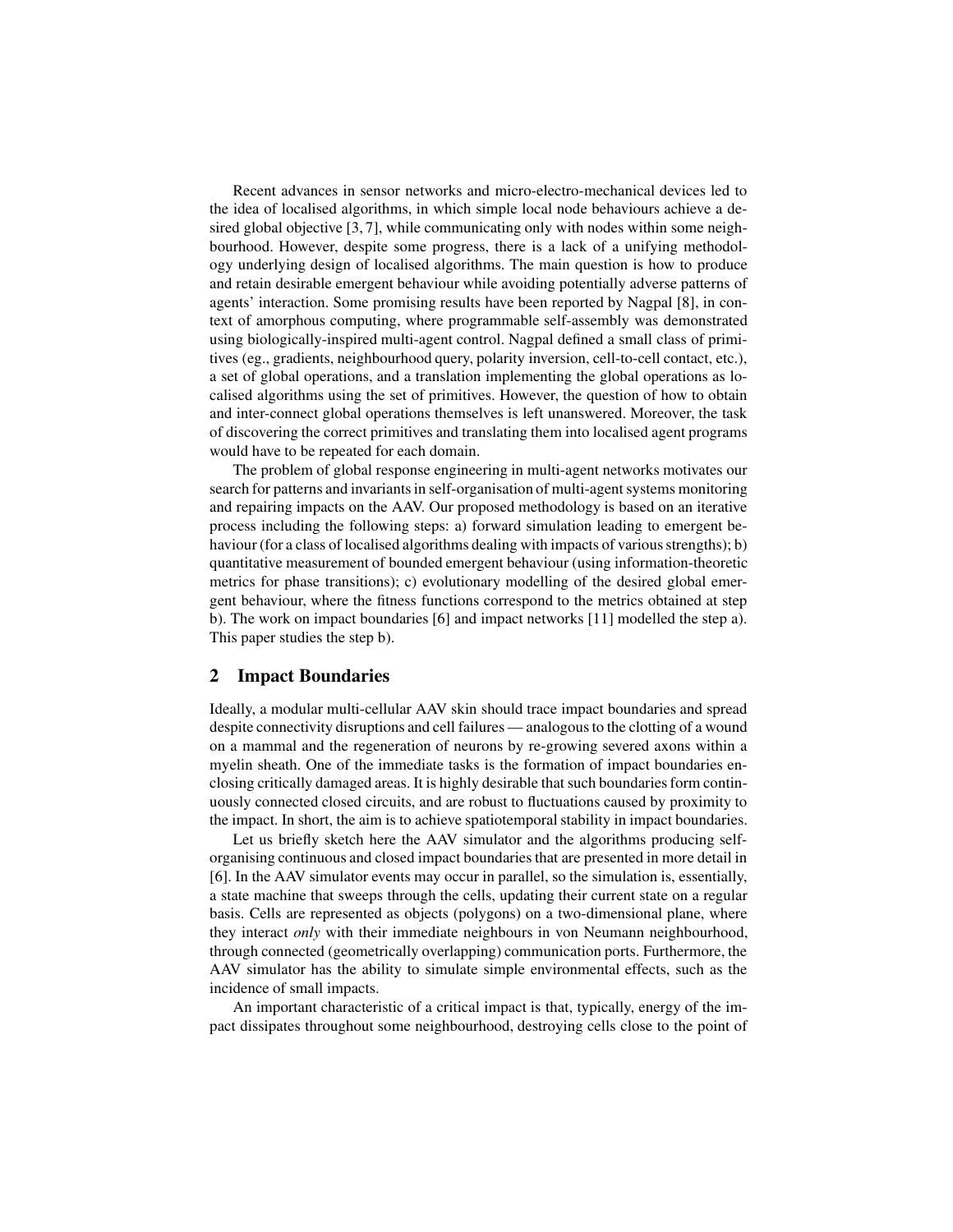Recent advances in sensor networks and micro-electro-mechanical devices led to the idea of localised algorithms, in which simple local node behaviours achieve a desired global objective [3, 7], while communicating only with nodes within some neighbourhood. However, despite some progress, there is a lack of a unifying methodology underlying design of localised algorithms. The main question is how to produce and retain desirable emergent behaviour while avoiding potentially adverse patterns of agents' interaction. Some promising results have been reported by Nagpal [8], in context of amorphous computing, where programmable self-assembly was demonstrated using biologically-inspired multi-agent control. Nagpal defined a small class of primitives (eg., gradients, neighbourhood query, polarity inversion, cell-to-cell contact, etc.), a set of global operations, and a translation implementing the global operations as localised algorithms using the set of primitives. However, the question of how to obtain and inter-connect global operations themselves is left unanswered. Moreover, the task of discovering the correct primitives and translating them into localised agent programs would have to be repeated for each domain.

The problem of global response engineering in multi-agent networks motivates our search for patterns and invariants in self-organisation of multi-agent systems monitoring and repairing impacts on the AAV. Our proposed methodology is based on an iterative process including the following steps: a) forward simulation leading to emergent behaviour (for a class of localised algorithms dealing with impacts of various strengths); b) quantitative measurement of bounded emergent behaviour (using information-theoretic metrics for phase transitions); c) evolutionary modelling of the desired global emergent behaviour, where the fitness functions correspond to the metrics obtained at step b). The work on impact boundaries [6] and impact networks [11] modelled the step a). This paper studies the step b).

## 2 Impact Boundaries

Ideally, a modular multi-cellular AAV skin should trace impact boundaries and spread despite connectivity disruptions and cell failures — analogous to the clotting of a wound on a mammal and the regeneration of neurons by re-growing severed axons within a myelin sheath. One of the immediate tasks is the formation of impact boundaries enclosing critically damaged areas. It is highly desirable that such boundaries form continuously connected closed circuits, and are robust to fluctuations caused by proximity to the impact. In short, the aim is to achieve spatiotemporal stability in impact boundaries.

Let us briefly sketch here the AAV simulator and the algorithms producing self-organising continuous and closed impact boundaries that are presented in more detail in [6]. In the AAV simulator events may occur in parallel, so the simulation is, essentially, a state machine that sweeps through the cells, updating their current state on a regular basis. Cells are represented as objects (polygons) on a two-dimensional plane, where they interact *only* with their immediate neighbours in von Neumann neighbourhood, through connected (geometrically overlapping) communication ports. Furthermore, the AAV simulator has the ability to simulate simple environmental effects, such as the incidence of small impacts.

An important characteristic of a critical impact is that, typically, energy of the impact dissipates throughout some neighbourhood, destroying cells close to the point of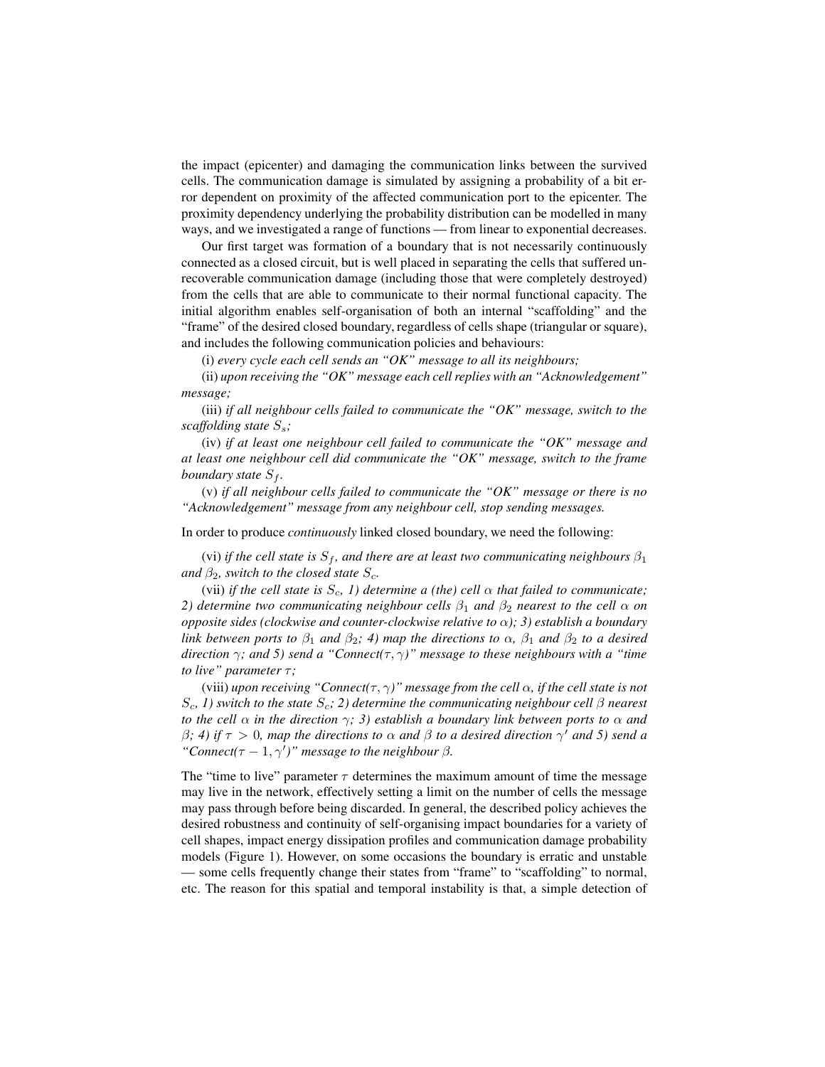the impact (epicenter) and damaging the communication links between the survived cells. The communication damage is simulated by assigning a probability of a bit error dependent on proximity of the affected communication port to the epicenter. The proximity dependency underlying the probability distribution can be modelled in many ways, and we investigated a range of functions — from linear to exponential decreases.

Our first target was formation of a boundary that is not necessarily continuously connected as a closed circuit, but is well placed in separating the cells that suffered unrecoverable communication damage (including those that were completely destroyed) from the cells that are able to communicate to their normal functional capacity. The initial algorithm enables self-organisation of both an internal "scaffolding" and the "frame" of the desired closed boundary, regardless of cells shape (triangular or square), and includes the following communication policies and behaviours:

(i) *every cycle each cell sends an "OK" message to all its neighbours;*

(ii) *upon receiving the "OK" message each cell replies with an "Acknowledgement" message;*

(iii) *if all neighbour cells failed to communicate the "OK" message, switch to the scaffolding state $S_s$;*

(iv) *if at least one neighbour cell failed to communicate the "OK" message and at least one neighbour cell did communicate the "OK" message, switch to the frame boundary state $S_f$.*

(v) *if all neighbour cells failed to communicate the "OK" message or there is no "Acknowledgement" message from any neighbour cell, stop sending messages.*

In order to produce *continuously* linked closed boundary, we need the following:

(vi) *if the cell state is $S_f$, and there are at least two communicating neighbours $\beta_1$ and $\beta_2$, switch to the closed state $S_c$.*

(vii) *if the cell state is $S_c$, 1) determine a (the) cell $\alpha$ that failed to communicate; 2) determine two communicating neighbour cells $\beta_1$ and $\beta_2$ nearest to the cell $\alpha$ on opposite sides (clockwise and counter-clockwise relative to $\alpha$); 3) establish a boundary link between ports to $\beta_1$ and $\beta_2$; 4) map the directions to $\alpha$, $\beta_1$ and $\beta_2$ to a desired direction $\gamma$; and 5) send a "Connect($\tau, \gamma$)" message to these neighbours with a "time to live" parameter $\tau$;*

(viii) *upon receiving "Connect($\tau, \gamma$)" message from the cell $\alpha$, if the cell state is not $S_c$, 1) switch to the state $S_c$; 2) determine the communicating neighbour cell $\beta$ nearest to the cell $\alpha$ in the direction $\gamma$; 3) establish a boundary link between ports to $\alpha$ and $\beta$; 4) if $\tau > 0$, map the directions to $\alpha$ and $\beta$ to a desired direction $\gamma'$ and 5) send a "Connect($\tau - 1, \gamma'$)" message to the neighbour $\beta$.*

The "time to live" parameter $\tau$ determines the maximum amount of time the message may live in the network, effectively setting a limit on the number of cells the message may pass through before being discarded. In general, the described policy achieves the desired robustness and continuity of self-organising impact boundaries for a variety of cell shapes, impact energy dissipation profiles and communication damage probability models (Figure 1). However, on some occasions the boundary is erratic and unstable — some cells frequently change their states from "frame" to "scaffolding" to normal, etc. The reason for this spatial and temporal instability is that, a simple detection of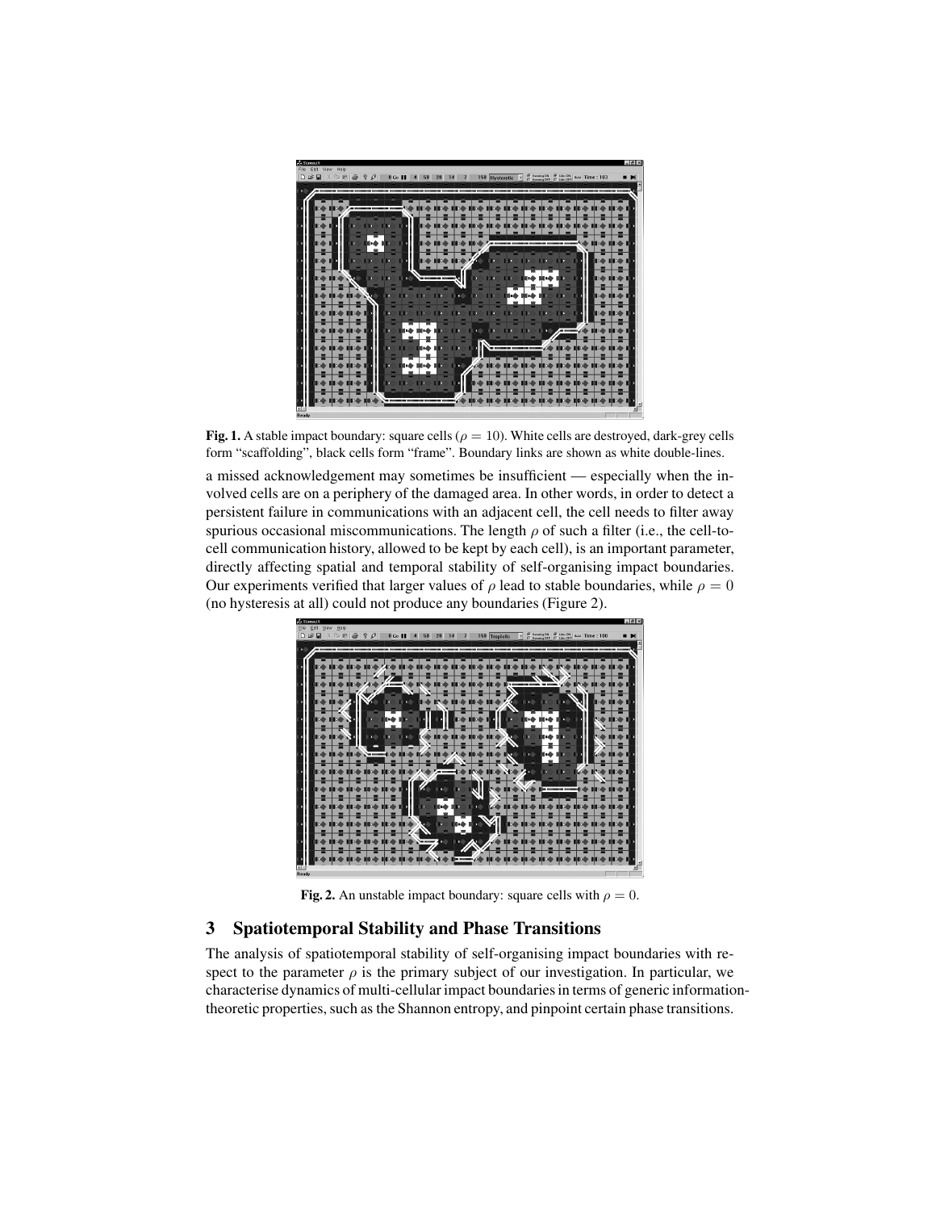**Fig. 1.** A stable impact boundary: square cells ($\rho = 10$). White cells are destroyed, dark-grey cells form "scaffolding", black cells form "frame". Boundary links are shown as white double-lines.

a missed acknowledgement may sometimes be insufficient — especially when the involved cells are on a periphery of the damaged area. In other words, in order to detect a persistent failure in communications with an adjacent cell, the cell needs to filter away spurious occasional miscommunications. The length $\rho$ of such a filter (i.e., the cell-to-cell communication history, allowed to be kept by each cell), is an important parameter, directly affecting spatial and temporal stability of self-organising impact boundaries. Our experiments verified that larger values of $\rho$ lead to stable boundaries, while $\rho = 0$ (no hysteresis at all) could not produce any boundaries (Figure 2).

**Fig. 2.** An unstable impact boundary: square cells with $\rho = 0$.

## 3 Spatiotemporal Stability and Phase Transitions

The analysis of spatiotemporal stability of self-organising impact boundaries with respect to the parameter $\rho$ is the primary subject of our investigation. In particular, we characterise dynamics of multi-cellular impact boundaries in terms of generic information-theoretic properties, such as the Shannon entropy, and pinpoint certain phase transitions.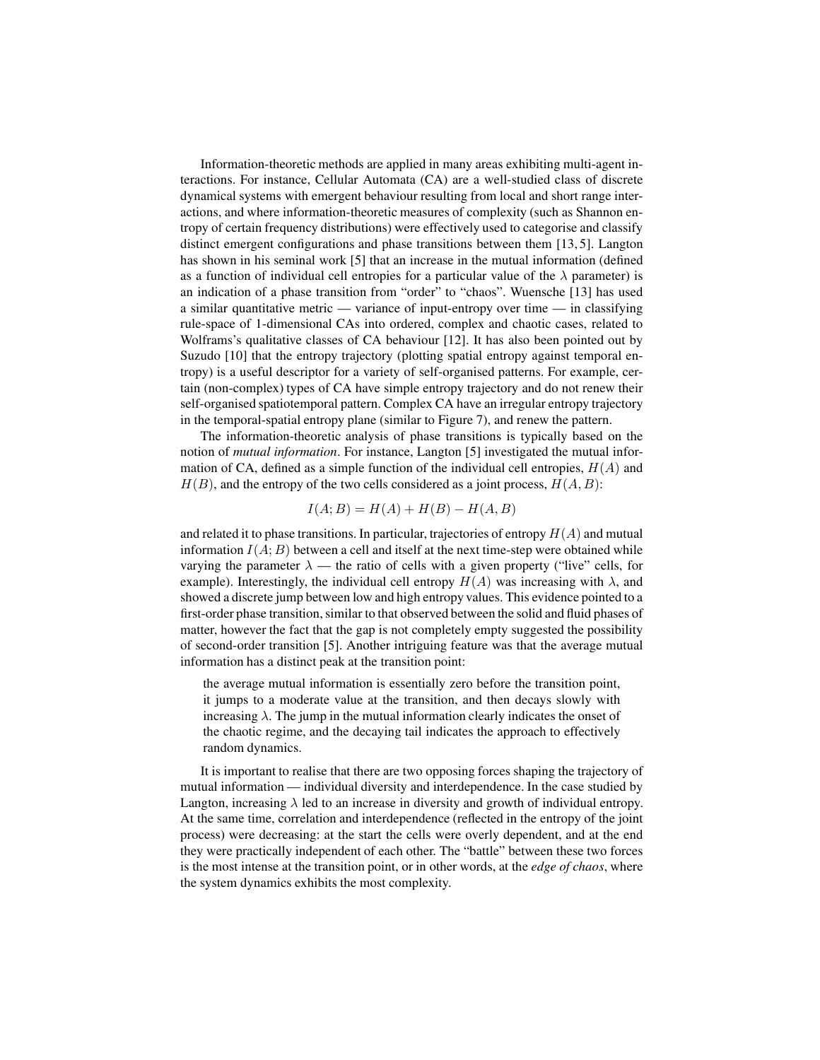Information-theoretic methods are applied in many areas exhibiting multi-agent interactions. For instance, Cellular Automata (CA) are a well-studied class of discrete dynamical systems with emergent behaviour resulting from local and short range interactions, and where information-theoretic measures of complexity (such as Shannon entropy of certain frequency distributions) were effectively used to categorise and classify distinct emergent configurations and phase transitions between them [13, 5]. Langton has shown in his seminal work [5] that an increase in the mutual information (defined as a function of individual cell entropies for a particular value of the $\lambda$ parameter) is an indication of a phase transition from "order" to "chaos". Wuensche [13] has used a similar quantitative metric — variance of input-entropy over time — in classifying rule-space of 1-dimensional CAs into ordered, complex and chaotic cases, related to Wolframs's qualitative classes of CA behaviour [12]. It has also been pointed out by Suzudo [10] that the entropy trajectory (plotting spatial entropy against temporal entropy) is a useful descriptor for a variety of self-organised patterns. For example, certain (non-complex) types of CA have simple entropy trajectory and do not renew their self-organised spatiotemporal pattern. Complex CA have an irregular entropy trajectory in the temporal-spatial entropy plane (similar to Figure 7), and renew the pattern.

The information-theoretic analysis of phase transitions is typically based on the notion of *mutual information*. For instance, Langton [5] investigated the mutual information of CA, defined as a simple function of the individual cell entropies, $H(A)$ and $H(B)$, and the entropy of the two cells considered as a joint process, $H(A, B)$:

$$I(A; B) = H(A) + H(B) - H(A, B)$$

and related it to phase transitions. In particular, trajectories of entropy $H(A)$ and mutual information $I(A; B)$ between a cell and itself at the next time-step were obtained while varying the parameter $\lambda$ — the ratio of cells with a given property ("live" cells, for example). Interestingly, the individual cell entropy $H(A)$ was increasing with $\lambda$, and showed a discrete jump between low and high entropy values. This evidence pointed to a first-order phase transition, similar to that observed between the solid and fluid phases of matter, however the fact that the gap is not completely empty suggested the possibility of second-order transition [5]. Another intriguing feature was that the average mutual information has a distinct peak at the transition point:

> the average mutual information is essentially zero before the transition point, it jumps to a moderate value at the transition, and then decays slowly with increasing $\lambda$. The jump in the mutual information clearly indicates the onset of the chaotic regime, and the decaying tail indicates the approach to effectively random dynamics.

It is important to realise that there are two opposing forces shaping the trajectory of mutual information — individual diversity and interdependence. In the case studied by Langton, increasing $\lambda$ led to an increase in diversity and growth of individual entropy. At the same time, correlation and interdependence (reflected in the entropy of the joint process) were decreasing: at the start the cells were overly dependent, and at the end they were practically independent of each other. The "battle" between these two forces is the most intense at the transition point, or in other words, at the *edge of chaos*, where the system dynamics exhibits the most complexity.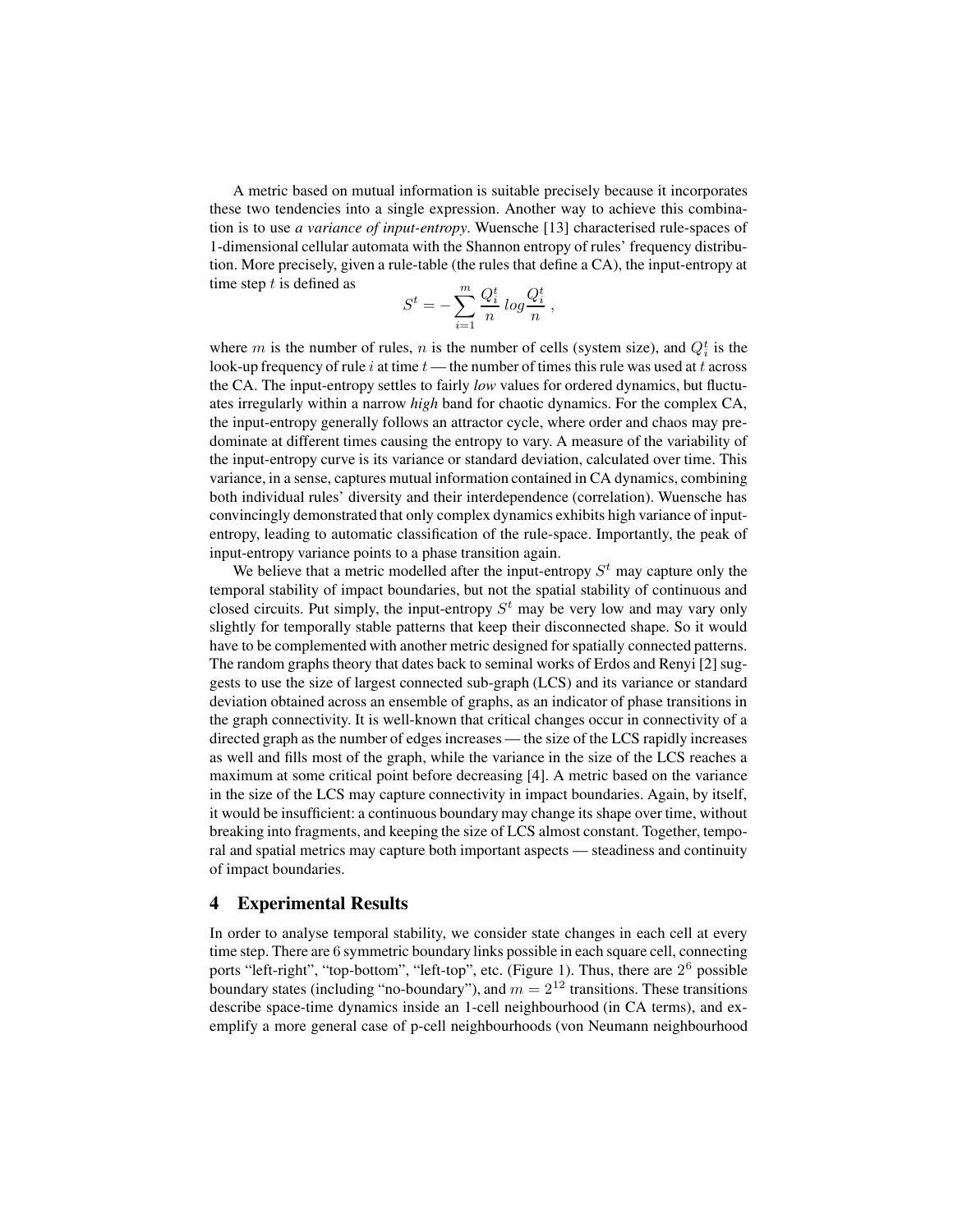A metric based on mutual information is suitable precisely because it incorporates these two tendencies into a single expression. Another way to achieve this combination is to use *a variance of input-entropy*. Wuensche [13] characterised rule-spaces of 1-dimensional cellular automata with the Shannon entropy of rules' frequency distribution. More precisely, given a rule-table (the rules that define a CA), the input-entropy at time step $t$ is defined as

$$S^t = -\sum_{i=1}^{m} \frac{Q_i^t}{n} \, log \frac{Q_i^t}{n} \; ,$$

where $m$ is the number of rules, $n$ is the number of cells (system size), and $Q_i^t$ is the look-up frequency of rule $i$ at time $t$ — the number of times this rule was used at $t$ across the CA. The input-entropy settles to fairly *low* values for ordered dynamics, but fluctuates irregularly within a narrow *high* band for chaotic dynamics. For the complex CA, the input-entropy generally follows an attractor cycle, where order and chaos may predominate at different times causing the entropy to vary. A measure of the variability of the input-entropy curve is its variance or standard deviation, calculated over time. This variance, in a sense, captures mutual information contained in CA dynamics, combining both individual rules' diversity and their interdependence (correlation). Wuensche has convincingly demonstrated that only complex dynamics exhibits high variance of input-entropy, leading to automatic classification of the rule-space. Importantly, the peak of input-entropy variance points to a phase transition again.

We believe that a metric modelled after the input-entropy $S^t$ may capture only the temporal stability of impact boundaries, but not the spatial stability of continuous and closed circuits. Put simply, the input-entropy $S^t$ may be very low and may vary only slightly for temporally stable patterns that keep their disconnected shape. So it would have to be complemented with another metric designed for spatially connected patterns. The random graphs theory that dates back to seminal works of Erdos and Renyi [2] suggests to use the size of largest connected sub-graph (LCS) and its variance or standard deviation obtained across an ensemble of graphs, as an indicator of phase transitions in the graph connectivity. It is well-known that critical changes occur in connectivity of a directed graph as the number of edges increases — the size of the LCS rapidly increases as well and fills most of the graph, while the variance in the size of the LCS reaches a maximum at some critical point before decreasing [4]. A metric based on the variance in the size of the LCS may capture connectivity in impact boundaries. Again, by itself, it would be insufficient: a continuous boundary may change its shape over time, without breaking into fragments, and keeping the size of LCS almost constant. Together, temporal and spatial metrics may capture both important aspects — steadiness and continuity of impact boundaries.

## 4 Experimental Results

In order to analyse temporal stability, we consider state changes in each cell at every time step. There are 6 symmetric boundary links possible in each square cell, connecting ports "left-right", "top-bottom", "left-top", etc. (Figure 1). Thus, there are $2^6$ possible boundary states (including "no-boundary"), and $m = 2^{12}$ transitions. These transitions describe space-time dynamics inside an 1-cell neighbourhood (in CA terms), and exemplify a more general case of p-cell neighbourhoods (von Neumann neighbourhood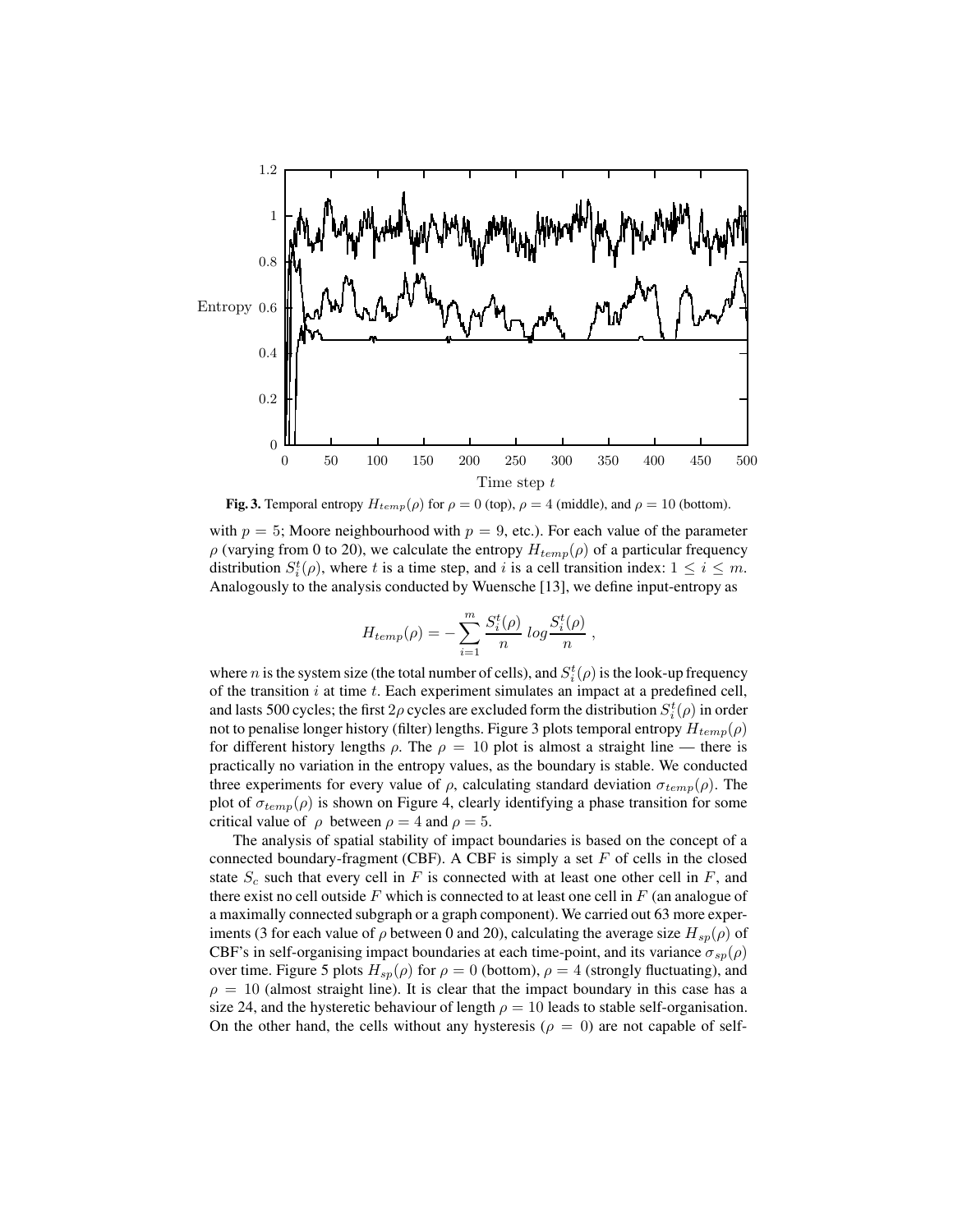**Fig. 3.** Temporal entropy $H_{temp}(\rho)$ for $\rho = 0$ (top), $\rho = 4$ (middle), and $\rho = 10$ (bottom).

with $p = 5$; Moore neighbourhood with $p = 9$, etc.). For each value of the parameter $\rho$ (varying from 0 to 20), we calculate the entropy $H_{temp}(\rho)$ of a particular frequency distribution $S_i^t(\rho)$, where $t$ is a time step, and $i$ is a cell transition index: $1 \leq i \leq m$. Analogously to the analysis conducted by Wuensche [13], we define input-entropy as

$$H_{temp}(\rho) = -\sum_{i=1}^{m} \frac{S_i^t(\rho)}{n} \; log \frac{S_i^t(\rho)}{n} \; ,$$

where $n$ is the system size (the total number of cells), and $S_i^t(\rho)$ is the look-up frequency of the transition $i$ at time $t$. Each experiment simulates an impact at a predefined cell, and lasts 500 cycles; the first $2\rho$ cycles are excluded form the distribution $S_i^t(\rho)$ in order not to penalise longer history (filter) lengths. Figure 3 plots temporal entropy $H_{temp}(\rho)$ for different history lengths $\rho$. The $\rho = 10$ plot is almost a straight line — there is practically no variation in the entropy values, as the boundary is stable. We conducted three experiments for every value of $\rho$, calculating standard deviation $\sigma_{temp}(\rho)$. The plot of $\sigma_{temp}(\rho)$ is shown on Figure 4, clearly identifying a phase transition for some critical value of $\rho$ between $\rho = 4$ and $\rho = 5$.

The analysis of spatial stability of impact boundaries is based on the concept of a connected boundary-fragment (CBF). A CBF is simply a set $F$ of cells in the closed state $S_c$ such that every cell in $F$ is connected with at least one other cell in $F$, and there exist no cell outside $F$ which is connected to at least one cell in $F$ (an analogue of a maximally connected subgraph or a graph component). We carried out 63 more experiments (3 for each value of $\rho$ between 0 and 20), calculating the average size $H_{sp}(\rho)$ of CBF's in self-organising impact boundaries at each time-point, and its variance $\sigma_{sp}(\rho)$ over time. Figure 5 plots $H_{sp}(\rho)$ for $\rho = 0$ (bottom), $\rho = 4$ (strongly fluctuating), and $\rho = 10$ (almost straight line). It is clear that the impact boundary in this case has a size 24, and the hysteretic behaviour of length $\rho = 10$ leads to stable self-organisation. On the other hand, the cells without any hysteresis ($\rho = 0$) are not capable of self-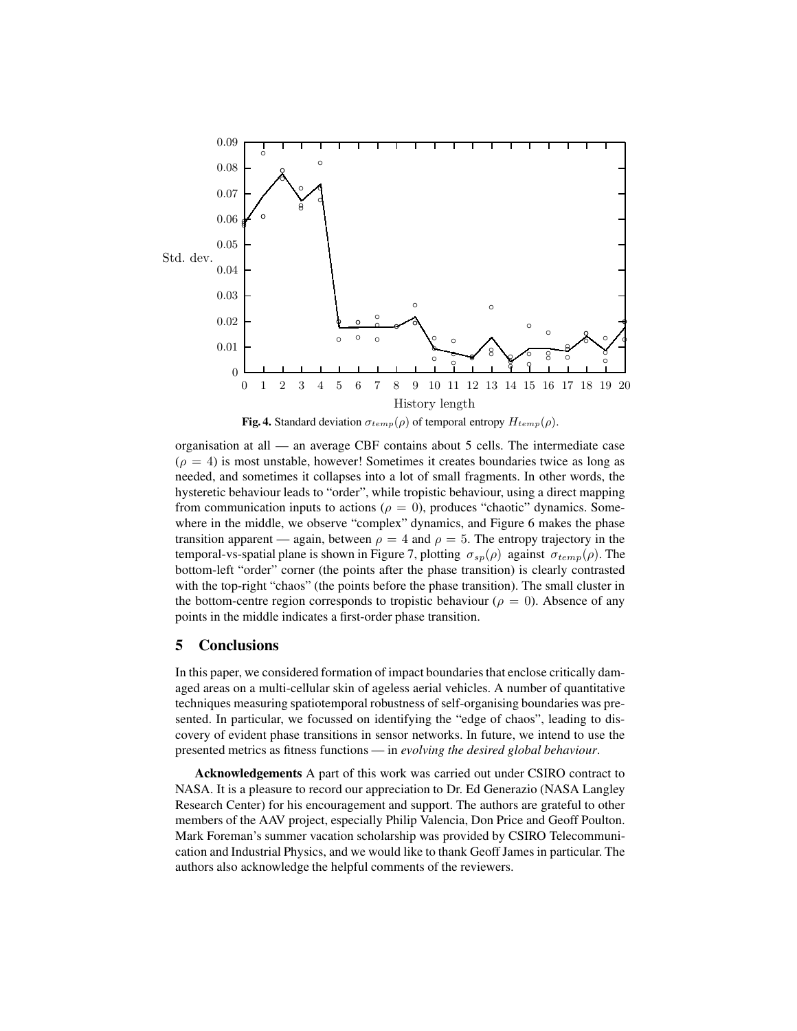**Fig. 4.** Standard deviation $\sigma_{temp}(\rho)$ of temporal entropy $H_{temp}(\rho)$.

organisation at all — an average CBF contains about 5 cells. The intermediate case ($\rho = 4$) is most unstable, however! Sometimes it creates boundaries twice as long as needed, and sometimes it collapses into a lot of small fragments. In other words, the hysteretic behaviour leads to "order", while tropistic behaviour, using a direct mapping from communication inputs to actions ($\rho = 0$), produces "chaotic" dynamics. Somewhere in the middle, we observe "complex" dynamics, and Figure 6 makes the phase transition apparent — again, between $\rho = 4$ and $\rho = 5$. The entropy trajectory in the temporal-vs-spatial plane is shown in Figure 7, plotting $\sigma_{sp}(\rho)$ against $\sigma_{temp}(\rho)$. The bottom-left "order" corner (the points after the phase transition) is clearly contrasted with the top-right "chaos" (the points before the phase transition). The small cluster in the bottom-centre region corresponds to tropistic behaviour ($\rho = 0$). Absence of any points in the middle indicates a first-order phase transition.

## 5 Conclusions

In this paper, we considered formation of impact boundaries that enclose critically damaged areas on a multi-cellular skin of ageless aerial vehicles. A number of quantitative techniques measuring spatiotemporal robustness of self-organising boundaries was presented. In particular, we focussed on identifying the "edge of chaos", leading to discovery of evident phase transitions in sensor networks. In future, we intend to use the presented metrics as fitness functions — in *evolving the desired global behaviour*.

**Acknowledgements** A part of this work was carried out under CSIRO contract to NASA. It is a pleasure to record our appreciation to Dr. Ed Generazio (NASA Langley Research Center) for his encouragement and support. The authors are grateful to other members of the AAV project, especially Philip Valencia, Don Price and Geoff Poulton. Mark Foreman's summer vacation scholarship was provided by CSIRO Telecommunication and Industrial Physics, and we would like to thank Geoff James in particular. The authors also acknowledge the helpful comments of the reviewers.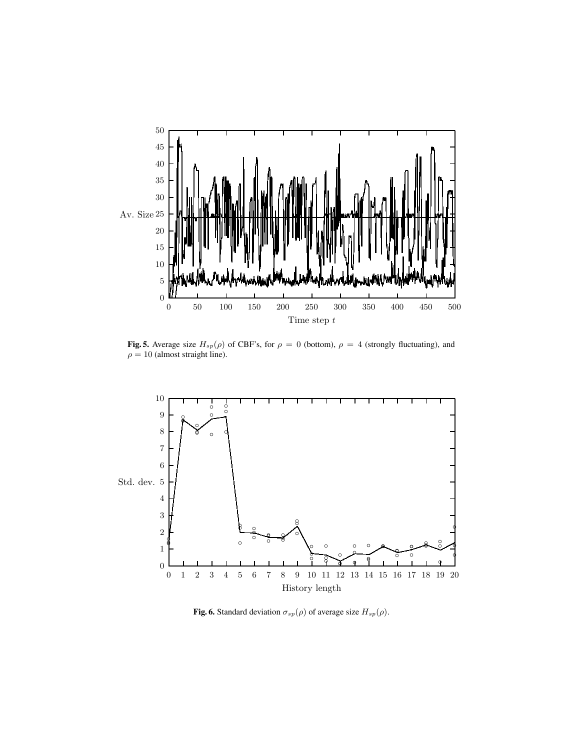**Fig. 5.** Average size $H_{sp}(\rho)$ of CBF's, for $\rho = 0$ (bottom), $\rho = 4$ (strongly fluctuating), and $\rho = 10$ (almost straight line).

**Fig. 6.** Standard deviation $\sigma_{sp}(\rho)$ of average size $H_{sp}(\rho)$.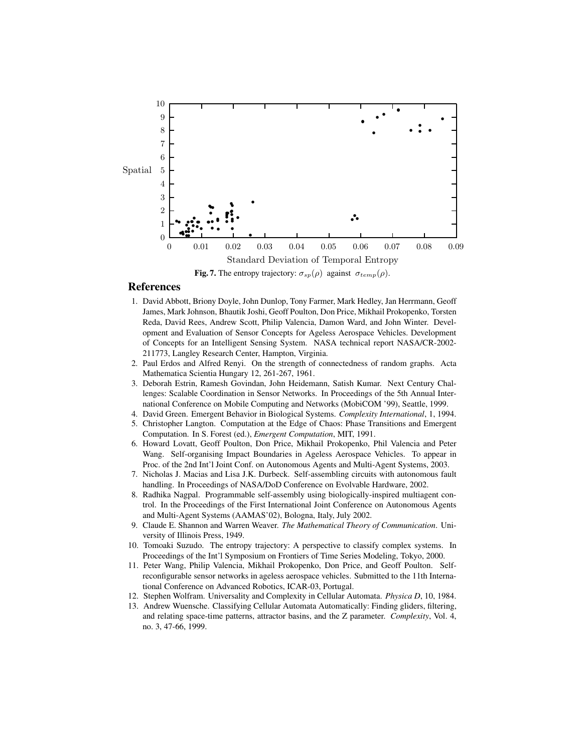10
9
8
7
6
Spatial 5
4
3
2
1
0

0 0.01 0.02 0.03 0.04 0.05 0.06 0.07 0.08 0.09

Standard Deviation of Temporal Entropy

**Fig. 7.** The entropy trajectory: $\sigma_{sp}(\rho)$ against $\sigma_{temp}(\rho)$.

## References

1. David Abbott, Briony Doyle, John Dunlop, Tony Farmer, Mark Hedley, Jan Herrmann, Geoff James, Mark Johnson, Bhautik Joshi, Geoff Poulton, Don Price, Mikhail Prokopenko, Torsten Reda, David Rees, Andrew Scott, Philip Valencia, Damon Ward, and John Winter. Development and Evaluation of Sensor Concepts for Ageless Aerospace Vehicles. Development of Concepts for an Intelligent Sensing System. NASA technical report NASA/CR-2002-211773, Langley Research Center, Hampton, Virginia.
2. Paul Erdos and Alfred Renyi. On the strength of connectedness of random graphs. Acta Mathematica Scientia Hungary 12, 261-267, 1961.
3. Deborah Estrin, Ramesh Govindan, John Heidemann, Satish Kumar. Next Century Challenges: Scalable Coordination in Sensor Networks. In Proceedings of the 5th Annual International Conference on Mobile Computing and Networks (MobiCOM '99), Seattle, 1999.
4. David Green. Emergent Behavior in Biological Systems. *Complexity International*, 1, 1994.
5. Christopher Langton. Computation at the Edge of Chaos: Phase Transitions and Emergent Computation. In S. Forest (ed.), *Emergent Computation*, MIT, 1991.
6. Howard Lovatt, Geoff Poulton, Don Price, Mikhail Prokopenko, Phil Valencia and Peter Wang. Self-organising Impact Boundaries in Ageless Aerospace Vehicles. To appear in Proc. of the 2nd Int'l Joint Conf. on Autonomous Agents and Multi-Agent Systems, 2003.
7. Nicholas J. Macias and Lisa J.K. Durbeck. Self-assembling circuits with autonomous fault handling. In Proceedings of NASA/DoD Conference on Evolvable Hardware, 2002.
8. Radhika Nagpal. Programmable self-assembly using biologically-inspired multiagent control. In the Proceedings of the First International Joint Conference on Autonomous Agents and Multi-Agent Systems (AAMAS'02), Bologna, Italy, July 2002.
9. Claude E. Shannon and Warren Weaver. *The Mathematical Theory of Communication*. University of Illinois Press, 1949.
10. Tomoaki Suzudo. The entropy trajectory: A perspective to classify complex systems. In Proceedings of the Int'l Symposium on Frontiers of Time Series Modeling, Tokyo, 2000.
11. Peter Wang, Philip Valencia, Mikhail Prokopenko, Don Price, and Geoff Poulton. Self-reconfigurable sensor networks in ageless aerospace vehicles. Submitted to the 11th International Conference on Advanced Robotics, ICAR-03, Portugal.
12. Stephen Wolfram. Universality and Complexity in Cellular Automata. *Physica D*, 10, 1984.
13. Andrew Wuensche. Classifying Cellular Automata Automatically: Finding gliders, filtering, and relating space-time patterns, attractor basins, and the Z parameter. *Complexity*, Vol. 4, no. 3, 47-66, 1999.